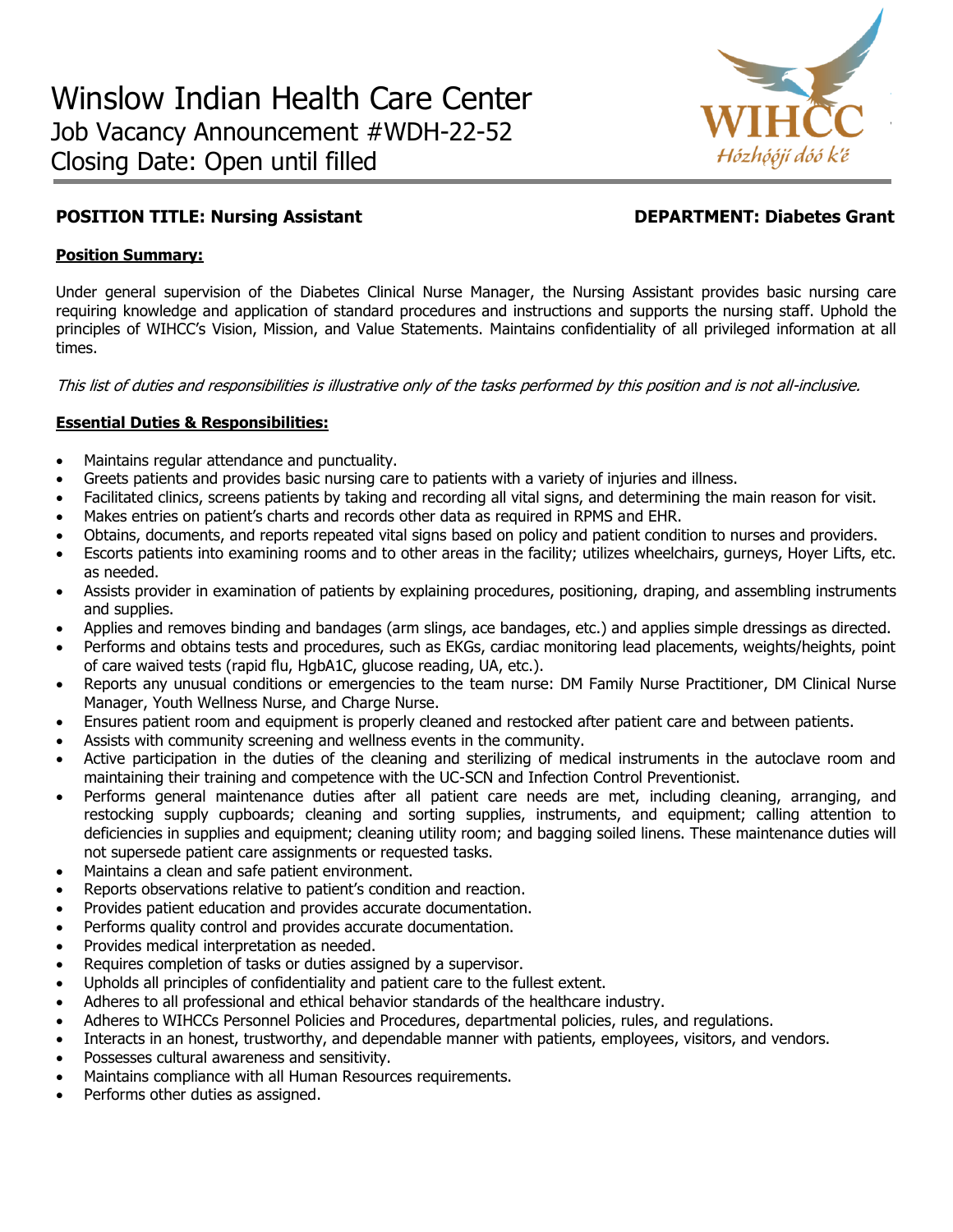# Winslow Indian Health Care Center

Job Vacancy Announcement #WDH-22-52

Closing Date: Open until filled

WIHCC

*Hózhóójí dóó k'é*

**POSITION TITLE: Nursing Assistant** **DEPARTMENT: Diabetes Grant**

**Position Summary:**

Under general supervision of the Diabetes Clinical Nurse Manager, the Nursing Assistant provides basic nursing care requiring knowledge and application of standard procedures and instructions and supports the nursing staff. Uphold the principles of WIHCC's Vision, Mission, and Value Statements. Maintains confidentiality of all privileged information at all times.

*This list of duties and responsibilities is illustrative only of the tasks performed by this position and is not all-inclusive.*

**Essential Duties & Responsibilities:**

- Maintains regular attendance and punctuality.
- Greets patients and provides basic nursing care to patients with a variety of injuries and illness.
- Facilitated clinics, screens patients by taking and recording all vital signs, and determining the main reason for visit.
- Makes entries on patient's charts and records other data as required in RPMS and EHR.
- Obtains, documents, and reports repeated vital signs based on policy and patient condition to nurses and providers.
- Escorts patients into examining rooms and to other areas in the facility; utilizes wheelchairs, gurneys, Hoyer Lifts, etc. as needed.
- Assists provider in examination of patients by explaining procedures, positioning, draping, and assembling instruments and supplies.
- Applies and removes binding and bandages (arm slings, ace bandages, etc.) and applies simple dressings as directed.
- Performs and obtains tests and procedures, such as EKGs, cardiac monitoring lead placements, weights/heights, point of care waived tests (rapid flu, HgbA1C, glucose reading, UA, etc.).
- Reports any unusual conditions or emergencies to the team nurse: DM Family Nurse Practitioner, DM Clinical Nurse Manager, Youth Wellness Nurse, and Charge Nurse.
- Ensures patient room and equipment is properly cleaned and restocked after patient care and between patients.
- Assists with community screening and wellness events in the community.
- Active participation in the duties of the cleaning and sterilizing of medical instruments in the autoclave room and maintaining their training and competence with the UC-SCN and Infection Control Preventionist.
- Performs general maintenance duties after all patient care needs are met, including cleaning, arranging, and restocking supply cupboards; cleaning and sorting supplies, instruments, and equipment; calling attention to deficiencies in supplies and equipment; cleaning utility room; and bagging soiled linens. These maintenance duties will not supersede patient care assignments or requested tasks.
- Maintains a clean and safe patient environment.
- Reports observations relative to patient's condition and reaction.
- Provides patient education and provides accurate documentation.
- Performs quality control and provides accurate documentation.
- Provides medical interpretation as needed.
- Requires completion of tasks or duties assigned by a supervisor.
- Upholds all principles of confidentiality and patient care to the fullest extent.
- Adheres to all professional and ethical behavior standards of the healthcare industry.
- Adheres to WIHCCs Personnel Policies and Procedures, departmental policies, rules, and regulations.
- Interacts in an honest, trustworthy, and dependable manner with patients, employees, visitors, and vendors.
- Possesses cultural awareness and sensitivity.
- Maintains compliance with all Human Resources requirements.
- Performs other duties as assigned.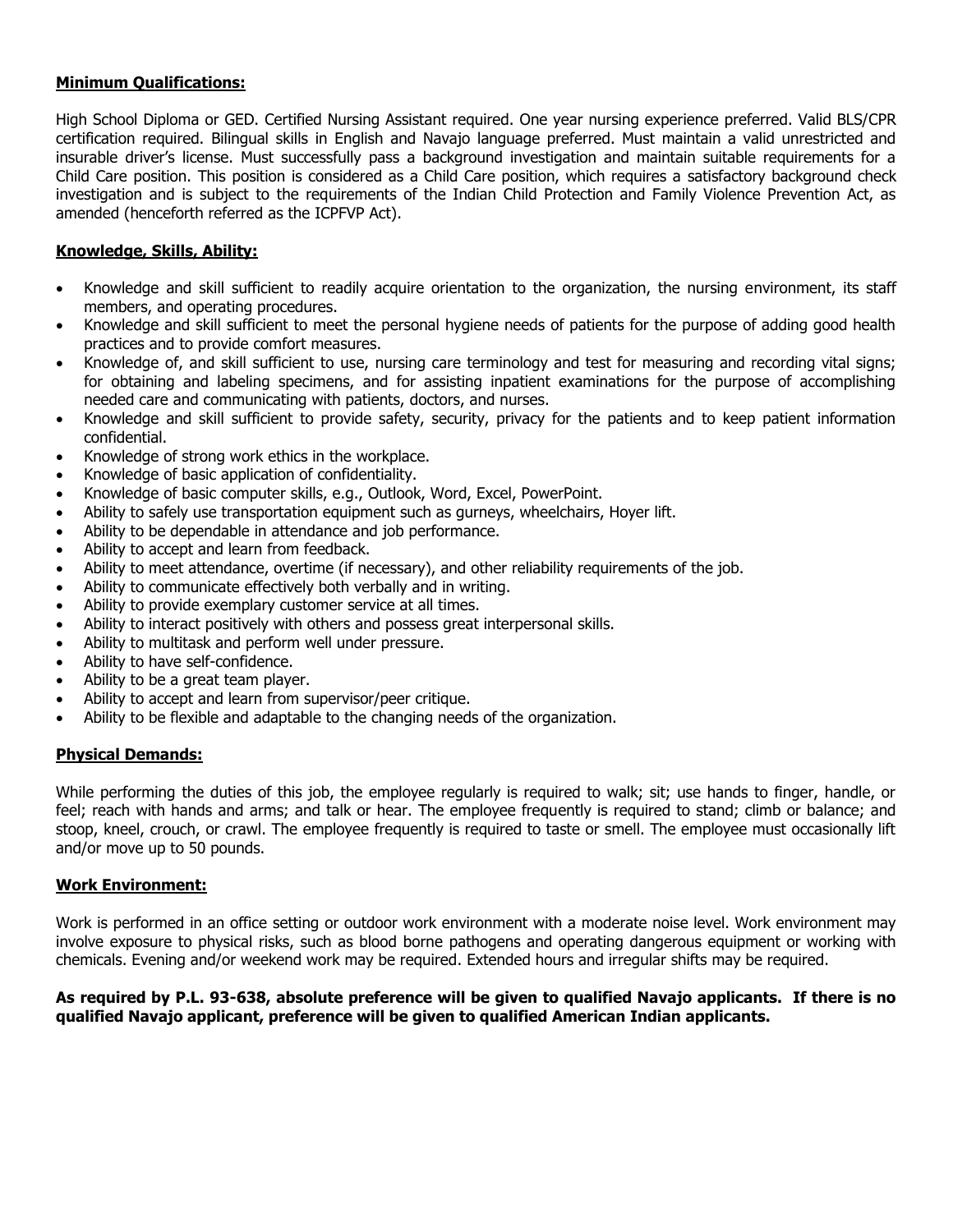**Minimum Qualifications:**

High School Diploma or GED. Certified Nursing Assistant required. One year nursing experience preferred. Valid BLS/CPR certification required. Bilingual skills in English and Navajo language preferred. Must maintain a valid unrestricted and insurable driver's license. Must successfully pass a background investigation and maintain suitable requirements for a Child Care position. This position is considered as a Child Care position, which requires a satisfactory background check investigation and is subject to the requirements of the Indian Child Protection and Family Violence Prevention Act, as amended (henceforth referred as the ICPFVP Act).

**Knowledge, Skills, Ability:**

- Knowledge and skill sufficient to readily acquire orientation to the organization, the nursing environment, its staff members, and operating procedures.
- Knowledge and skill sufficient to meet the personal hygiene needs of patients for the purpose of adding good health practices and to provide comfort measures.
- Knowledge of, and skill sufficient to use, nursing care terminology and test for measuring and recording vital signs; for obtaining and labeling specimens, and for assisting inpatient examinations for the purpose of accomplishing needed care and communicating with patients, doctors, and nurses.
- Knowledge and skill sufficient to provide safety, security, privacy for the patients and to keep patient information confidential.
- Knowledge of strong work ethics in the workplace.
- Knowledge of basic application of confidentiality.
- Knowledge of basic computer skills, e.g., Outlook, Word, Excel, PowerPoint.
- Ability to safely use transportation equipment such as gurneys, wheelchairs, Hoyer lift.
- Ability to be dependable in attendance and job performance.
- Ability to accept and learn from feedback.
- Ability to meet attendance, overtime (if necessary), and other reliability requirements of the job.
- Ability to communicate effectively both verbally and in writing.
- Ability to provide exemplary customer service at all times.
- Ability to interact positively with others and possess great interpersonal skills.
- Ability to multitask and perform well under pressure.
- Ability to have self-confidence.
- Ability to be a great team player.
- Ability to accept and learn from supervisor/peer critique.
- Ability to be flexible and adaptable to the changing needs of the organization.

**Physical Demands:**

While performing the duties of this job, the employee regularly is required to walk; sit; use hands to finger, handle, or feel; reach with hands and arms; and talk or hear. The employee frequently is required to stand; climb or balance; and stoop, kneel, crouch, or crawl. The employee frequently is required to taste or smell. The employee must occasionally lift and/or move up to 50 pounds.

**Work Environment:**

Work is performed in an office setting or outdoor work environment with a moderate noise level. Work environment may involve exposure to physical risks, such as blood borne pathogens and operating dangerous equipment or working with chemicals. Evening and/or weekend work may be required. Extended hours and irregular shifts may be required.

**As required by P.L. 93-638, absolute preference will be given to qualified Navajo applicants. If there is no qualified Navajo applicant, preference will be given to qualified American Indian applicants.**